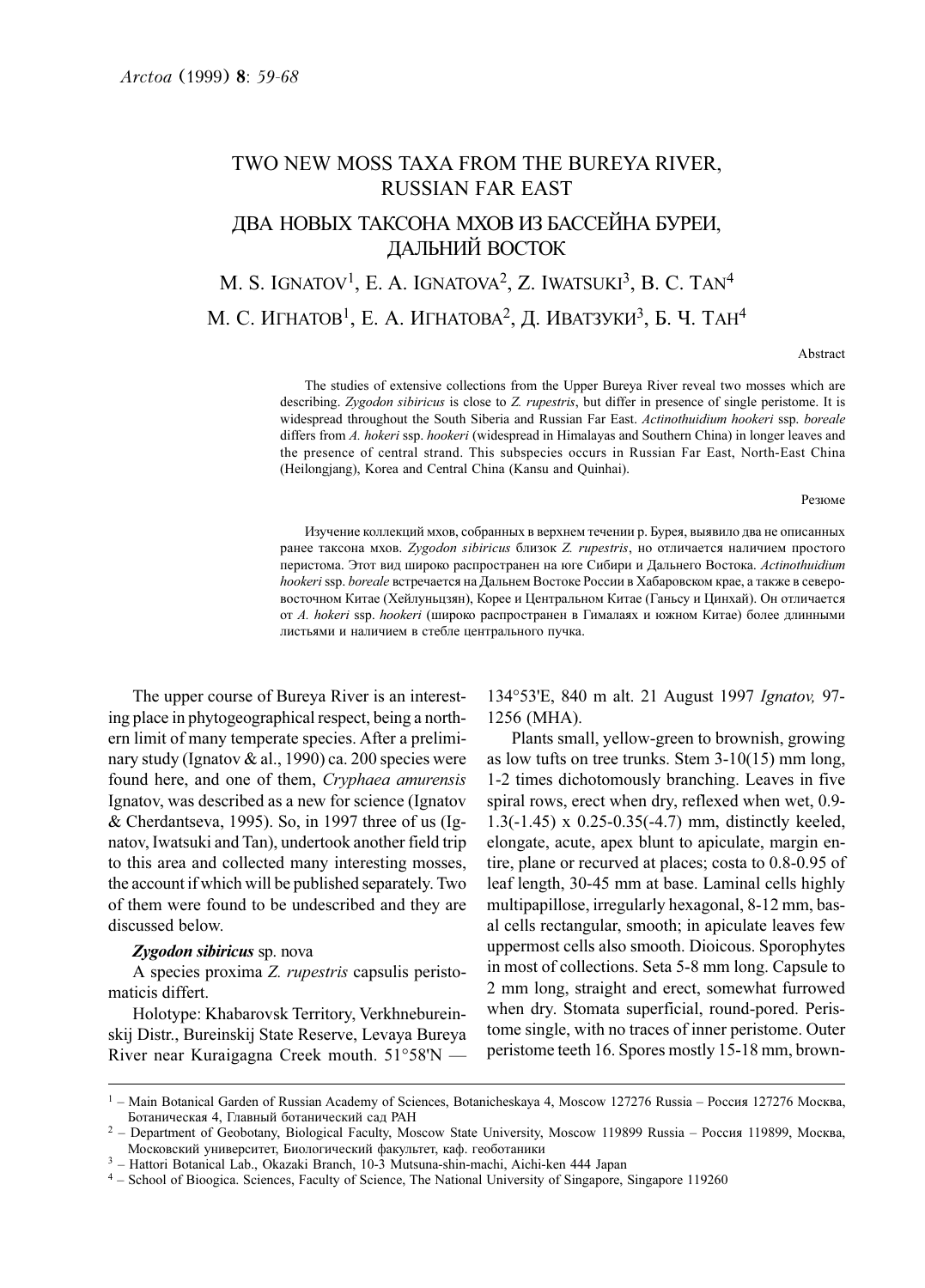# TWO NEW MOSS TAXA FROM THE BUREYA RIVER, RUSSIAN FAR EAST

# ДВА НОВЫХ ТАКСОНА МХОВ ИЗ БАССЕЙНА БУРЕИ, ДАЛЬНИЙ ВОСТОК

M. S. Ignatov[1], E. A. Ignatova[2], Z. Iwatsuki[3], B. C. Tan[4]

М. С. Игнатов[1], Е. А. Игнатова[2], Д. Иватзуки[3], Б. Ч. Тан[4]

Abstract

The studies of extensive collections from the Upper Bureya River reveal two mosses which are describing. *Zygodon sibiricus* is close to *Z. rupestris*, but differ in presence of single peristome. It is widespread throughout the South Siberia and Russian Far East. *Actinothuidium hookeri* ssp. *boreale* differs from *A. hokeri* ssp. *hookeri* (widespread in Himalayas and Southern China) in longer leaves and the presence of central strand. This subspecies occurs in Russian Far East, North-East China (Heilongjang), Korea and Central China (Kansu and Quinhai).

Резюме

Изучение коллекций мхов, собранных в верхнем течении р. Бурея, выявило два не описанных ранее таксона мхов. *Zygodon sibiricus* близок *Z. rupestris*, но отличается наличием простого перистома. Этот вид широко распространен на юге Сибири и Дальнего Востока. *Actinothuidium hookeri* ssp. *boreale* встречается на Дальнем Востоке России в Хабаровском крае, а также в северо-восточном Китае (Хейлуньцзян), Корее и Центральном Китае (Ганьсу и Цинхай). Он отличается от *A. hokeri* ssp. *hookeri* (широко распространен в Гималаях и южном Китае) более длинными листьями и наличием в стебле центрального пучка.

The upper course of Bureya River is an interesting place in phytogeographical respect, being a northern limit of many temperate species. After a preliminary study (Ignatov & al., 1990) ca. 200 species were found here, and one of them, *Cryphaea amurensis* Ignatov, was described as a new for science (Ignatov & Cherdantseva, 1995). So, in 1997 three of us (Ignatov, Iwatsuki and Tan), undertook another field trip to this area and collected many interesting mosses, the account if which will be published separately. Two of them were found to be undescribed and they are discussed below.

***Zygodon sibiricus*** sp. nova

A species proxima *Z. rupestris* capsulis peristomaticis differt.

Holotype: Khabarovsk Territory, Verkhnebureinskij Distr., Bureinskij State Reserve, Levaya Bureya River near Kuraigagna Creek mouth. 51°58'N — 134°53'E, 840 m alt. 21 August 1997 *Ignatov,* 97-1256 (MHA).

Plants small, yellow-green to brownish, growing as low tufts on tree trunks. Stem 3-10(15) mm long, 1-2 times dichotomously branching. Leaves in five spiral rows, erect when dry, reflexed when wet, 0.9-1.3(-1.45) x 0.25-0.35(-4.7) mm, distinctly keeled, elongate, acute, apex blunt to apiculate, margin entire, plane or recurved at places; costa to 0.8-0.95 of leaf length, 30-45 mm at base. Laminal cells highly multipapillose, irregularly hexagonal, 8-12 mm, basal cells rectangular, smooth; in apiculate leaves few uppermost cells also smooth. Dioicous. Sporophytes in most of collections. Seta 5-8 mm long. Capsule to 2 mm long, straight and erect, somewhat furrowed when dry. Stomata superficial, round-pored. Peristome single, with no traces of inner peristome. Outer peristome teeth 16. Spores mostly 15-18 mm, brown-

---

[1] – Main Botanical Garden of Russian Academy of Sciences, Botanicheskaya 4, Moscow 127276 Russia – Россия 127276 Москва, Ботаническая 4, Главный ботанический сад РАН

[2] – Department of Geobotany, Biological Faculty, Moscow State University, Moscow 119899 Russia – Россия 119899, Москва, Московский университет, Биологический факультет, каф. геоботаники

[3] – Hattori Botanical Lab., Okazaki Branch, 10-3 Mutsuna-shin-machi, Aichi-ken 444 Japan

[4] – School of Bioogica. Sciences, Faculty of Science, The National University of Singapore, Singapore 119260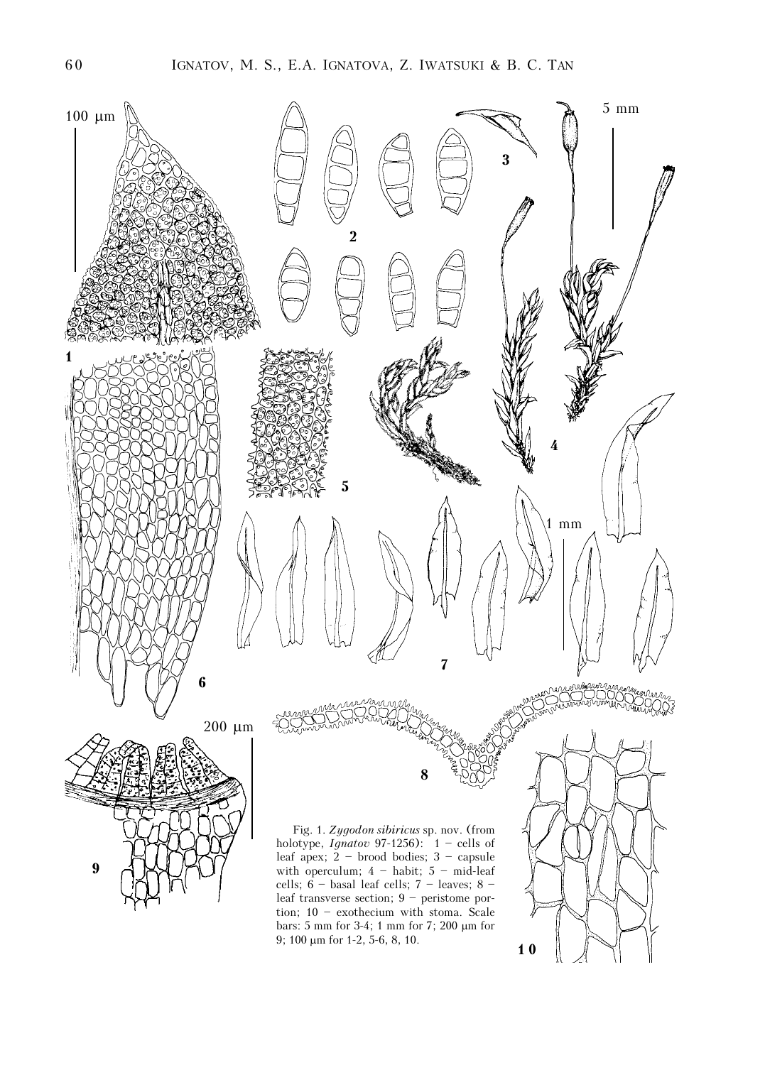Fig. 1. *Zygodon sibiricus* sp. nov. (from holotype, *Ignatov* 97-1256): 1 – cells of leaf apex; 2 – brood bodies; 3 – capsule with operculum; 4 – habit; 5 – mid-leaf cells; 6 – basal leaf cells; 7 – leaves; 8 – leaf transverse section; 9 – peristome portion; 10 – exothecium with stoma. Scale bars: 5 mm for 3-4; 1 mm for 7; 200 μm for 9; 100 μm for 1-2, 5-6, 8, 10.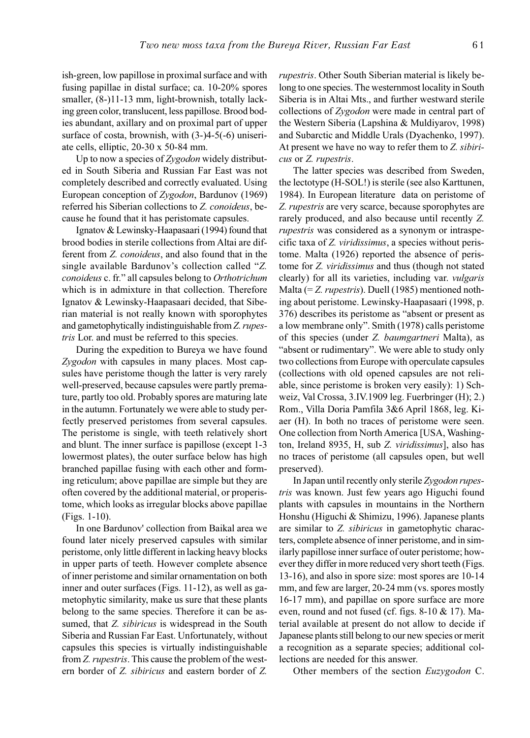ish-green, low papillose in proximal surface and with fusing papillae in distal surface; ca. 10-20% spores smaller, (8-)11-13 mm, light-brownish, totally lacking green color, translucent, less papillose. Brood bodies abundant, axillary and on proximal part of upper surface of costa, brownish, with (3-)4-5(-6) uniseriate cells, elliptic, 20-30 x 50-84 mm.

Up to now a species of *Zygodon* widely distributed in South Siberia and Russian Far East was not completely described and correctly evaluated. Using European conception of *Zygodon*, Bardunov (1969) referred his Siberian collections to *Z. conoideus*, because he found that it has peristomate capsules.

Ignatov & Lewinsky-Haapasaari (1994) found that brood bodies in sterile collections from Altai are different from *Z. conoideus*, and also found that in the single available Bardunov's collection called "*Z. conoideus* c. fr." all capsules belong to *Orthotrichum* which is in admixture in that collection. Therefore Ignatov & Lewinsky-Haapasaari decided, that Siberian material is not really known with sporophytes and gametophytically indistinguishable from *Z. rupestris* Lor. and must be referred to this species.

During the expedition to Bureya we have found *Zygodon* with capsules in many places. Most capsules have peristome though the latter is very rarely well-preserved, because capsules were partly premature, partly too old. Probably spores are maturing late in the autumn. Fortunately we were able to study perfectly preserved peristomes from several capsules. The peristome is single, with teeth relatively short and blunt. The inner surface is papillose (except 1-3 lowermost plates), the outer surface below has high branched papillae fusing with each other and forming reticulum; above papillae are simple but they are often covered by the additional material, or properistome, which looks as irregular blocks above papillae (Figs. 1-10).

In one Bardunov' collection from Baikal area we found later nicely preserved capsules with similar peristome, only little different in lacking heavy blocks in upper parts of teeth. However complete absence of inner peristome and similar ornamentation on both inner and outer surfaces (Figs. 11-12), as well as gametophytic similarity, make us sure that these plants belong to the same species. Therefore it can be assumed, that *Z. sibiricus* is widespread in the South Siberia and Russian Far East. Unfortunately, without capsules this species is virtually indistinguishable from *Z. rupestris*. This cause the problem of the western border of *Z. sibiricus* and eastern border of *Z. rupestris*. Other South Siberian material is likely belong to one species. The westernmost locality in South Siberia is in Altai Mts., and further westward sterile collections of *Zygodon* were made in central part of the Western Siberia (Lapshina & Muldiyarov, 1998) and Subarctic and Middle Urals (Dyachenko, 1997). At present we have no way to refer them to *Z. sibiricus* or *Z. rupestris*.

The latter species was described from Sweden, the lectotype (H-SOL!) is sterile (see also Karttunen, 1984). In European literature data on peristome of *Z. rupestris* are very scarce, because sporophytes are rarely produced, and also because until recently *Z. rupestris* was considered as a synonym or intraspecific taxa of *Z. viridissimus*, a species without peristome. Malta (1926) reported the absence of peristome for *Z. viridissimus* and thus (though not stated clearly) for all its varieties, including var. *vulgaris* Malta (= *Z. rupestris*). Duell (1985) mentioned nothing about peristome. Lewinsky-Haapasaari (1998, p. 376) describes its peristome as "absent or present as a low membrane only". Smith (1978) calls peristome of this species (under *Z. baumgartneri* Malta), as "absent or rudimentary". We were able to study only two collections from Europe with operculate capsules (collections with old opened capsules are not reliable, since peristome is broken very easily): 1) Schweiz, Val Crossa, 3.IV.1909 leg. Fuerbringer (H); 2.) Rom., Villa Doria Pamfila 3&6 April 1868, leg. Kiaer (H). In both no traces of peristome were seen. One collection from North America [USA, Washington, Ireland 8935, H, sub *Z. viridissimus*], also has no traces of peristome (all capsules open, but well preserved).

In Japan until recently only sterile *Zygodon rupestris* was known. Just few years ago Higuchi found plants with capsules in mountains in the Northern Honshu (Higuchi & Shimizu, 1996). Japanese plants are similar to *Z. sibiricus* in gametophytic characters, complete absence of inner peristome, and in similarly papillose inner surface of outer peristome; however they differ in more reduced very short teeth (Figs. 13-16), and also in spore size: most spores are 10-14 mm, and few are larger, 20-24 mm (vs. spores mostly 16-17 mm), and papillae on spore surface are more even, round and not fused (cf. figs. 8-10 & 17). Material available at present do not allow to decide if Japanese plants still belong to our new species or merit a recognition as a separate species; additional collections are needed for this answer.

Other members of the section *Euzygodon* C.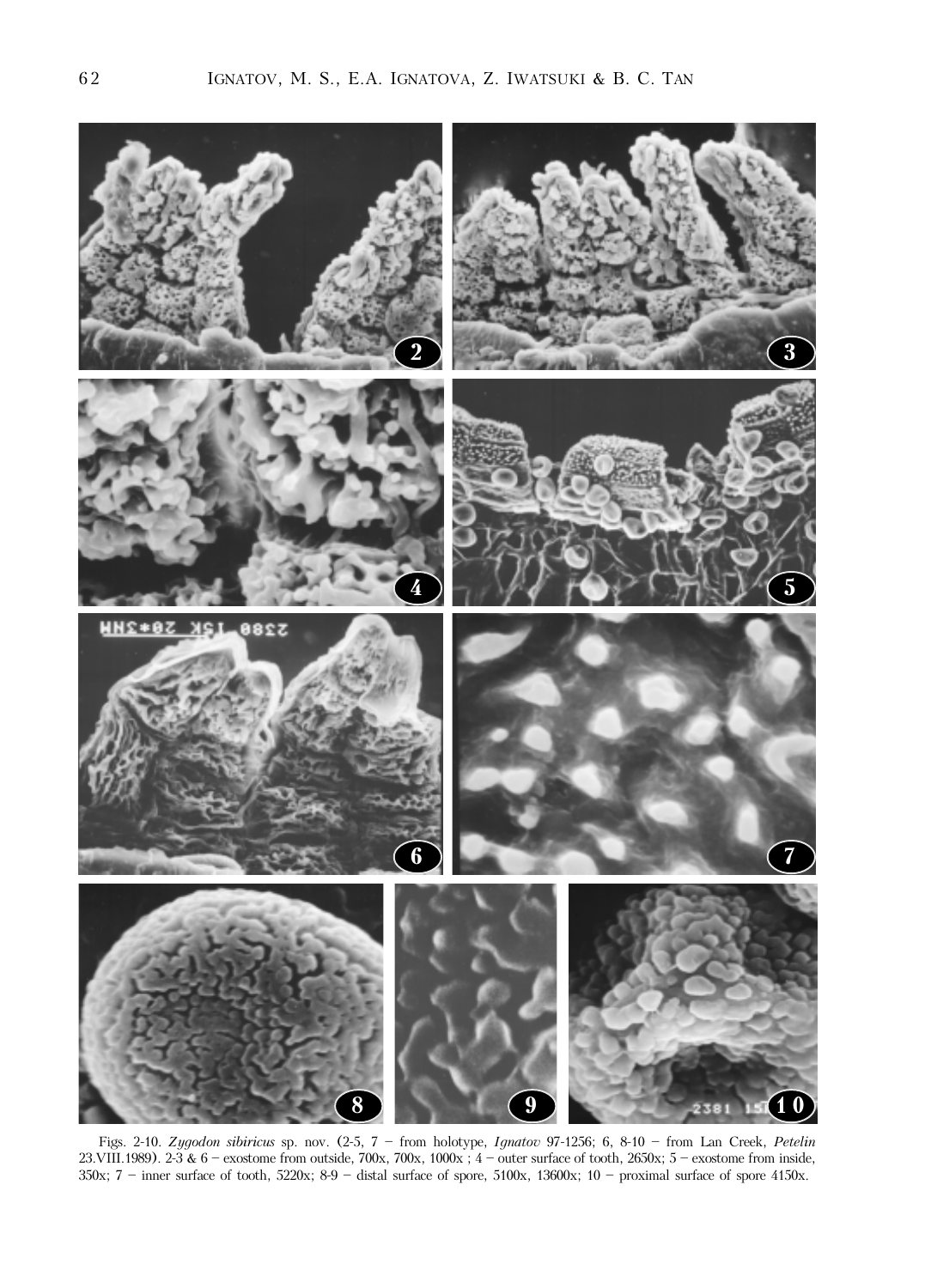Figs. 2-10. *Zygodon sibiricus* sp. nov. (2-5, 7 – from holotype, *Ignatov* 97-1256; 6, 8-10 – from Lan Creek, *Petelin* 23.VIII.1989). 2-3 & 6 – exostome from outside, 700x, 700x, 1000x ; 4 – outer surface of tooth, 2650x; 5 – exostome from inside, 350x; 7 – inner surface of tooth, 5220x; 8-9 – distal surface of spore, 5100x, 13600x; 10 – proximal surface of spore 4150x.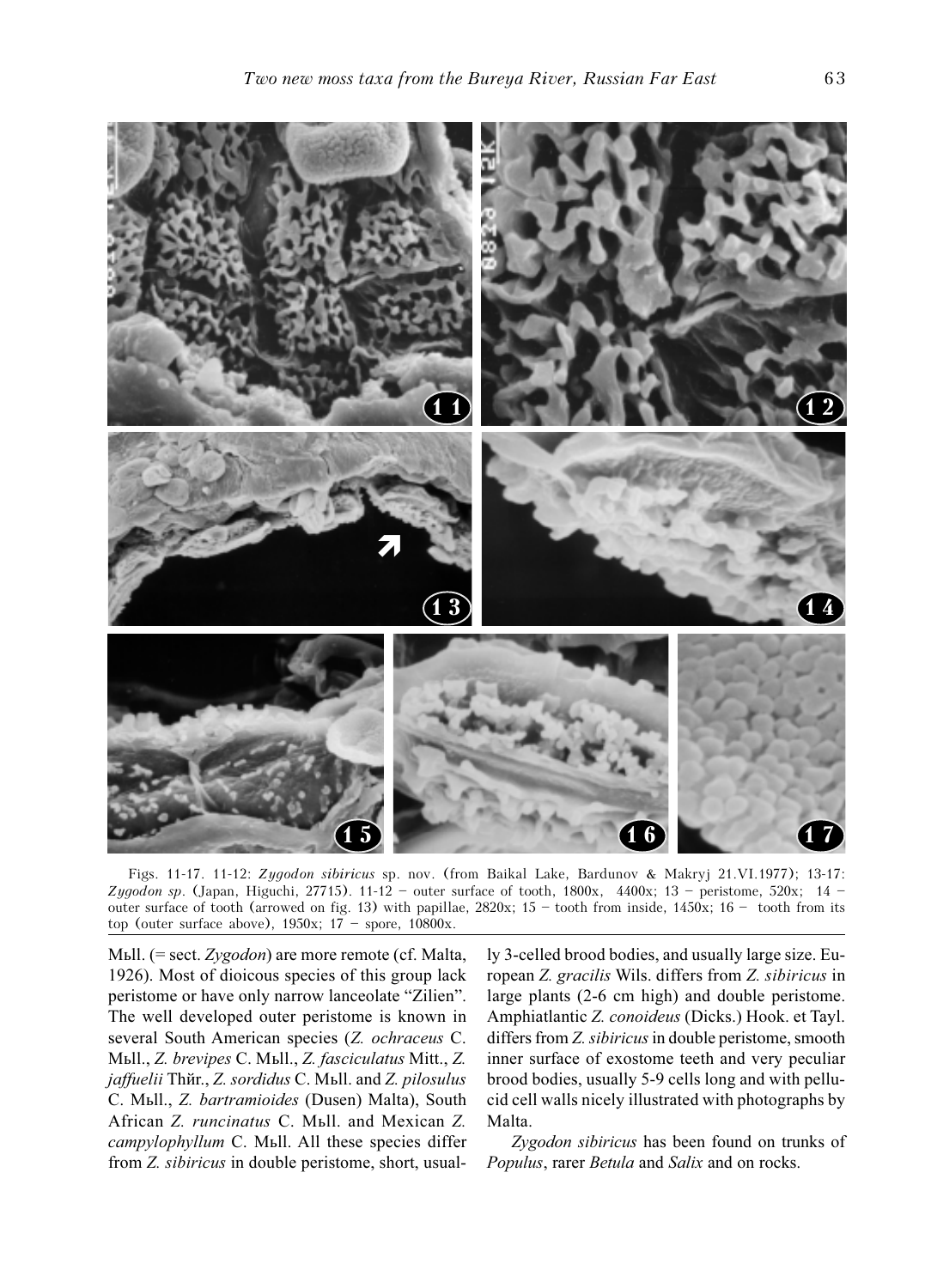Figs. 11-17. 11-12: *Zygodon sibiricus* sp. nov. (from Baikal Lake, Bardunov & Makryj 21.VI.1977); 13-17: *Zygodon sp.* (Japan, Higuchi, 27715). 11-12 – outer surface of tooth, 1800x, 4400x; 13 – peristome, 520x; 14 – outer surface of tooth (arrowed on fig. 13) with papillae, 2820x; 15 – tooth from inside, 1450x; 16 – tooth from its top (outer surface above), 1950x; 17 – spore, 10800x.

Mьll. (= sect. *Zygodon*) are more remote (cf. Malta, 1926). Most of dioicous species of this group lack peristome or have only narrow lanceolate "Zilien". The well developed outer peristome is known in several South American species (*Z. ochraceus* C. Mьll., *Z. brevipes* C. Mьll., *Z. fasciculatus* Mitt., *Z. jaffuelii* Thйr., *Z. sordidus* C. Mьll. and *Z. pilosulus* C. Mьll., *Z. bartramioides* (Dusen) Malta), South African *Z. runcinatus* C. Mьll. and Mexican *Z. campylophyllum* C. Mьll. All these species differ from *Z. sibiricus* in double peristome, short, usually 3-celled brood bodies, and usually large size. European *Z. gracilis* Wils. differs from *Z. sibiricus* in large plants (2-6 cm high) and double peristome. Amphiatlantic *Z. conoideus* (Dicks.) Hook. et Tayl. differs from *Z. sibiricus* in double peristome, smooth inner surface of exostome teeth and very peculiar brood bodies, usually 5-9 cells long and with pellucid cell walls nicely illustrated with photographs by Malta.

*Zygodon sibiricus* has been found on trunks of *Populus*, rarer *Betula* and *Salix* and on rocks.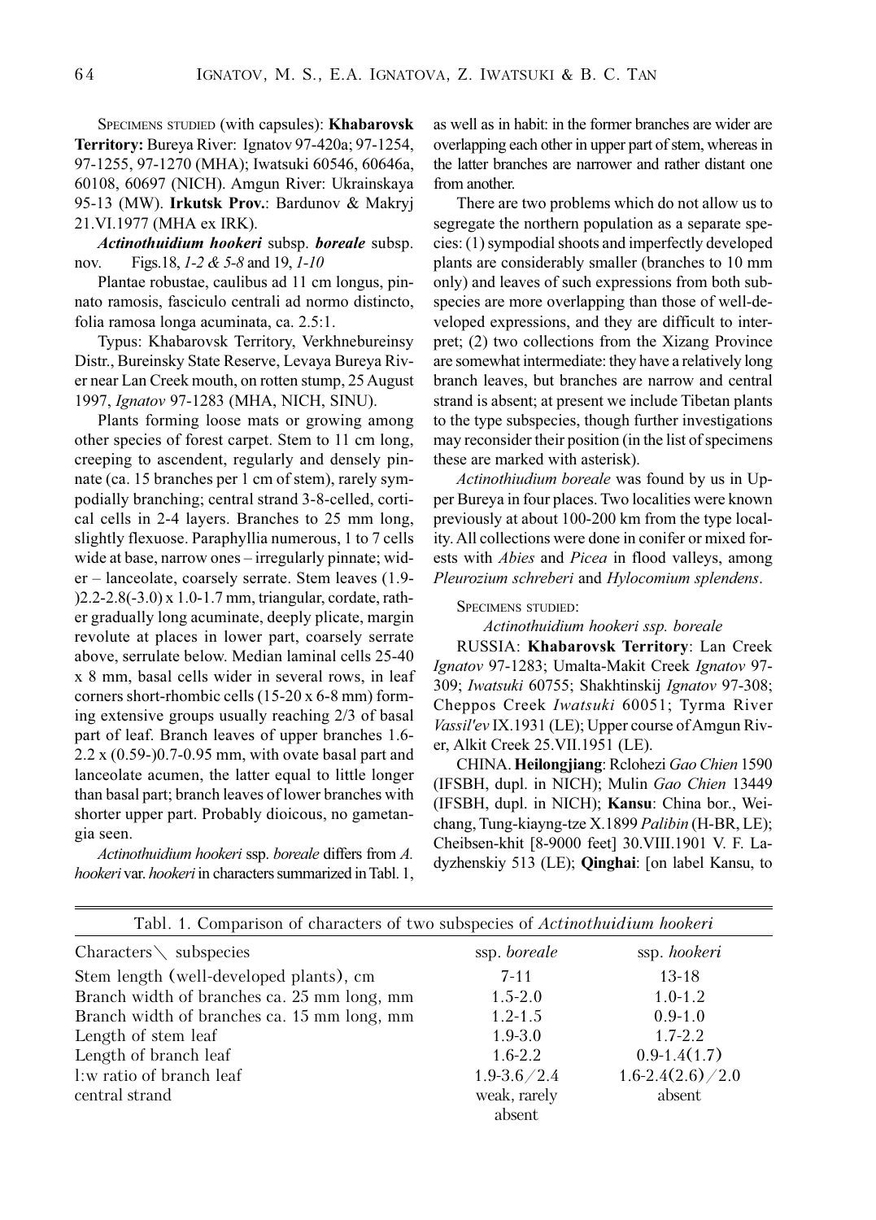SPECIMENS STUDIED (with capsules): **Khabarovsk Territory:** Bureya River: Ignatov 97-420a; 97-1254, 97-1255, 97-1270 (MHA); Iwatsuki 60546, 60646a, 60108, 60697 (NICH). Amgun River: Ukrainskaya 95-13 (MW). **Irkutsk Prov.**: Bardunov & Makryj 21.VI.1977 (MHA ex IRK).

***Actinothuidium hookeri*** **subsp.** ***boreale*** **subsp. nov.** Figs.18, *1-2 & 5-8* and 19, *1-10*

Plantae robustae, caulibus ad 11 cm longus, pinnato ramosis, fasciculo centrali ad normo distincto, folia ramosa longa acuminata, ca. 2.5:1.

Typus: Khabarovsk Territory, Verkhnebureinsy Distr., Bureinsky State Reserve, Levaya Bureya River near Lan Creek mouth, on rotten stump, 25 August 1997, *Ignatov* 97-1283 (MHA, NICH, SINU).

Plants forming loose mats or growing among other species of forest carpet. Stem to 11 cm long, creeping to ascendent, regularly and densely pinnate (ca. 15 branches per 1 cm of stem), rarely sympodially branching; central strand 3-8-celled, cortical cells in 2-4 layers. Branches to 25 mm long, slightly flexuose. Paraphyllia numerous, 1 to 7 cells wide at base, narrow ones – irregularly pinnate; wider – lanceolate, coarsely serrate. Stem leaves (1.9-)2.2-2.8(-3.0) x 1.0-1.7 mm, triangular, cordate, rather gradually long acuminate, deeply plicate, margin revolute at places in lower part, coarsely serrate above, serrulate below. Median laminal cells 25-40 x 8 mm, basal cells wider in several rows, in leaf corners short-rhombic cells (15-20 x 6-8 mm) forming extensive groups usually reaching 2/3 of basal part of leaf. Branch leaves of upper branches 1.6-2.2 x (0.59-)0.7-0.95 mm, with ovate basal part and lanceolate acumen, the latter equal to little longer than basal part; branch leaves of lower branches with shorter upper part. Probably dioicous, no gametangia seen.

*Actinothuidium hookeri* ssp. *boreale* differs from *A. hookeri* var. *hookeri* in characters summarized in Tabl. 1, as well as in habit: in the former branches are wider are overlapping each other in upper part of stem, whereas in the latter branches are narrower and rather distant one from another.

There are two problems which do not allow us to segregate the northern population as a separate species: (1) sympodial shoots and imperfectly developed plants are considerably smaller (branches to 10 mm only) and leaves of such expressions from both subspecies are more overlapping than those of well-developed expressions, and they are difficult to interpret; (2) two collections from the Xizang Province are somewhat intermediate: they have a relatively long branch leaves, but branches are narrow and central strand is absent; at present we include Tibetan plants to the type subspecies, though further investigations may reconsider their position (in the list of specimens these are marked with asterisk).

*Actinothiudium boreale* was found by us in Upper Bureya in four places. Two localities were known previously at about 100-200 km from the type locality. All collections were done in conifer or mixed forests with *Abies* and *Picea* in flood valleys, among *Pleurozium schreberi* and *Hylocomium splendens*.

SPECIMENS STUDIED:

*Actinothuidium hookeri ssp. boreale*

RUSSIA: **Khabarovsk Territory**: Lan Creek *Ignatov* 97-1283; Umalta-Makit Creek *Ignatov* 97-309; *Iwatsuki* 60755; Shakhtinskij *Ignatov* 97-308; Cheppos Creek *Iwatsuki* 60051; Tyrma River *Vassil'ev* IX.1931 (LE); Upper course of Amgun River, Alkit Creek 25.VII.1951 (LE).

CHINA. **Heilongjiang**: Rclohezi *Gao Chien* 1590 (IFSBH, dupl. in NICH); Mulin *Gao Chien* 13449 (IFSBH, dupl. in NICH); **Kansu**: China bor., Weichang, Tung-kiayng-tze X.1899 *Palibin* (H-BR, LE); Cheibsen-khit [8-9000 feet] 30.VIII.1901 V. F. Ladyzhenskiy 513 (LE); **Qinghai**: [on label Kansu, to

Tabl. 1. Comparison of characters of two subspecies of *Actinothuidium hookeri*

| Characters \ subspecies | ssp. *boreale* | ssp. *hookeri* |
|---|---|---|
| Stem length (well-developed plants), cm | 7-11 | 13-18 |
| Branch width of branches ca. 25 mm long, mm | 1.5-2.0 | 1.0-1.2 |
| Branch width of branches ca. 15 mm long, mm | 1.2-1.5 | 0.9-1.0 |
| Length of stem leaf | 1.9-3.0 | 1.7-2.2 |
| Length of branch leaf | 1.6-2.2 | 0.9-1.4(1.7) |
| l:w ratio of branch leaf | 1.9-3.6/2.4 | 1.6-2.4(2.6)/2.0 |
| central strand | weak, rarely absent | absent |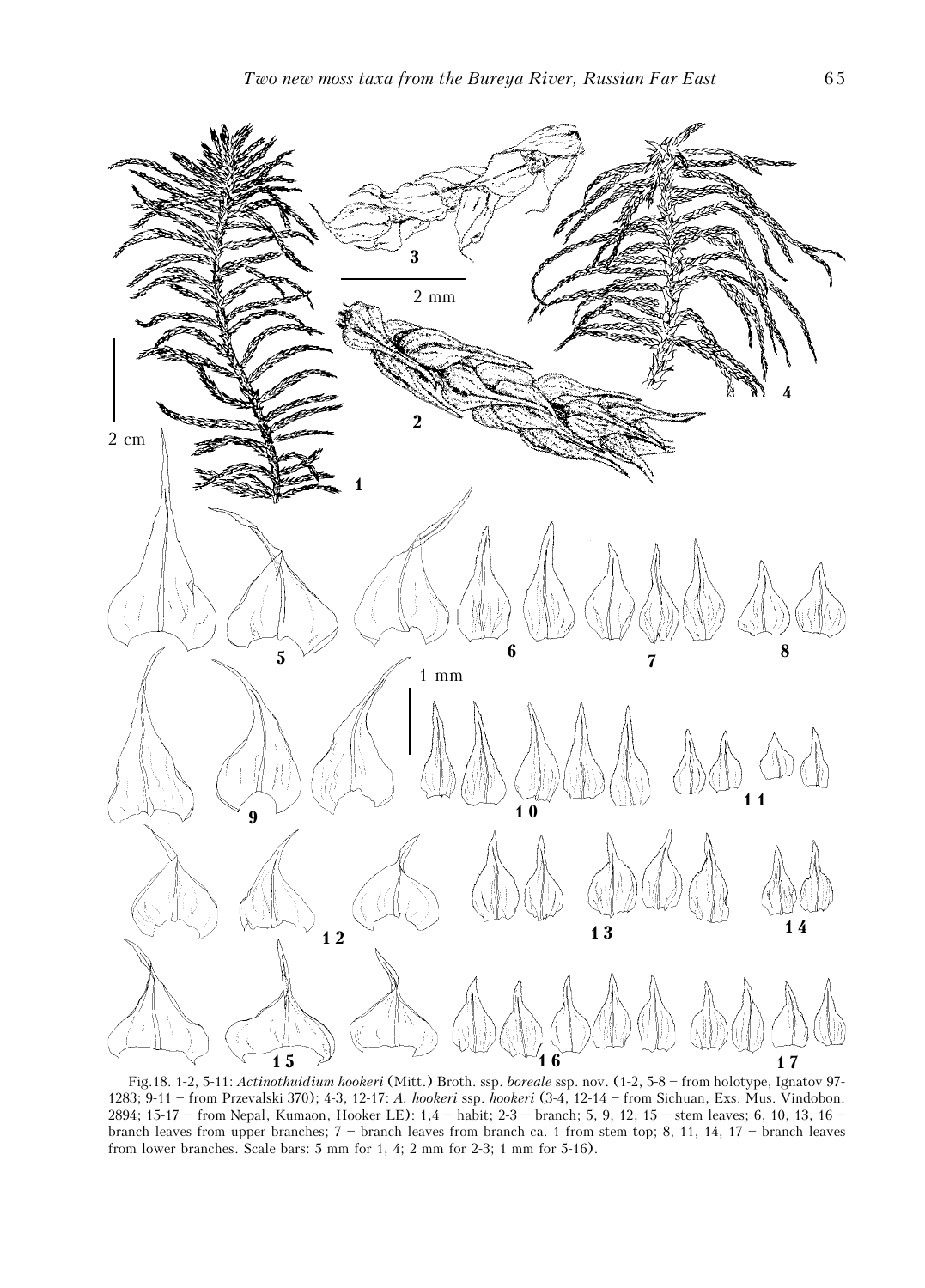Fig.18. 1-2, 5-11: *Actinothuidium hookeri* (Mitt.) Broth. ssp. *boreale* ssp. nov. (1-2, 5-8 – from holotype, Ignatov 97-1283; 9-11 – from Przevalski 370); 4-3, 12-17: *A. hookeri* ssp. *hookeri* (3-4, 12-14 – from Sichuan, Exs. Mus. Vindobon. 2894; 15-17 – from Nepal, Kumaon, Hooker LE): 1,4 – habit; 2-3 – branch; 5, 9, 12, 15 – stem leaves; 6, 10, 13, 16 – branch leaves from upper branches; 7 – branch leaves from branch ca. 1 from stem top; 8, 11, 14, 17 – branch leaves from lower branches. Scale bars: 5 mm for 1, 4; 2 mm for 2-3; 1 mm for 5-16).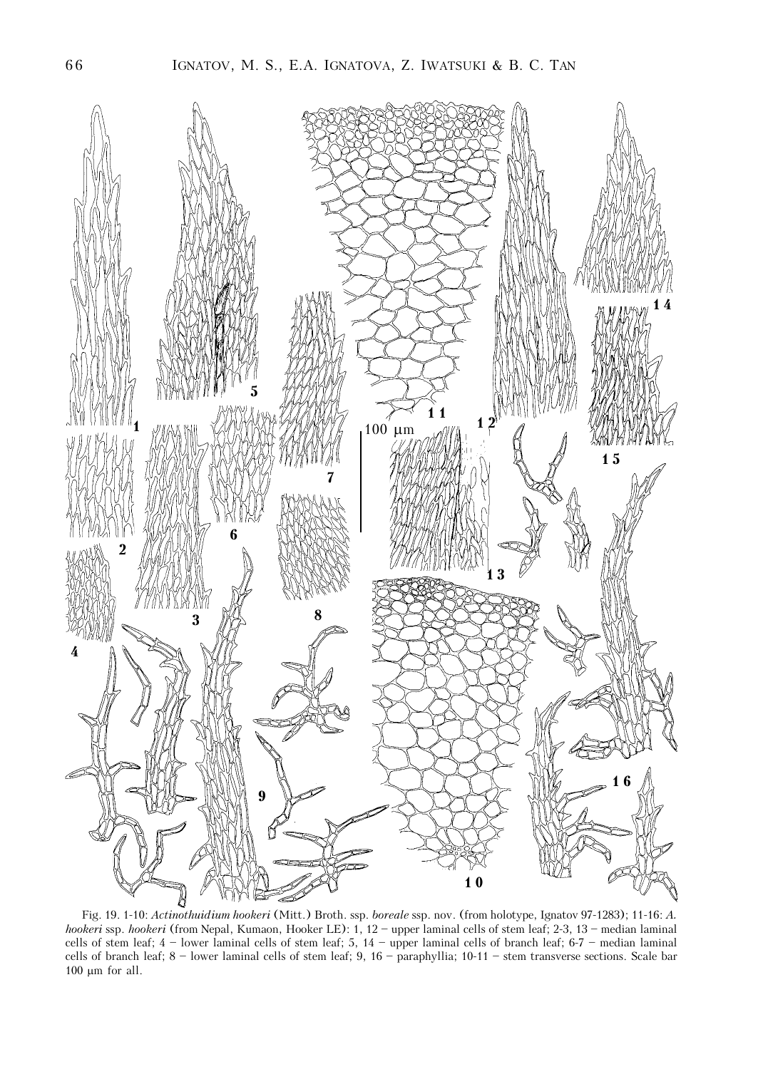Fig. 19. 1-10: *Actinothuidium hookeri* (Mitt.) Broth. ssp. *boreale* ssp. nov. (from holotype, Ignatov 97-1283); 11-16: *A. hookeri* ssp. *hookeri* (from Nepal, Kumaon, Hooker LE): 1, 12 – upper laminal cells of stem leaf; 2-3, 13 – median laminal cells of stem leaf; 4 – lower laminal cells of stem leaf; 5, 14 – upper laminal cells of branch leaf; 6-7 – median laminal cells of branch leaf; 8 – lower laminal cells of stem leaf; 9, 16 – paraphyllia; 10-11 – stem transverse sections. Scale bar 100 μm for all.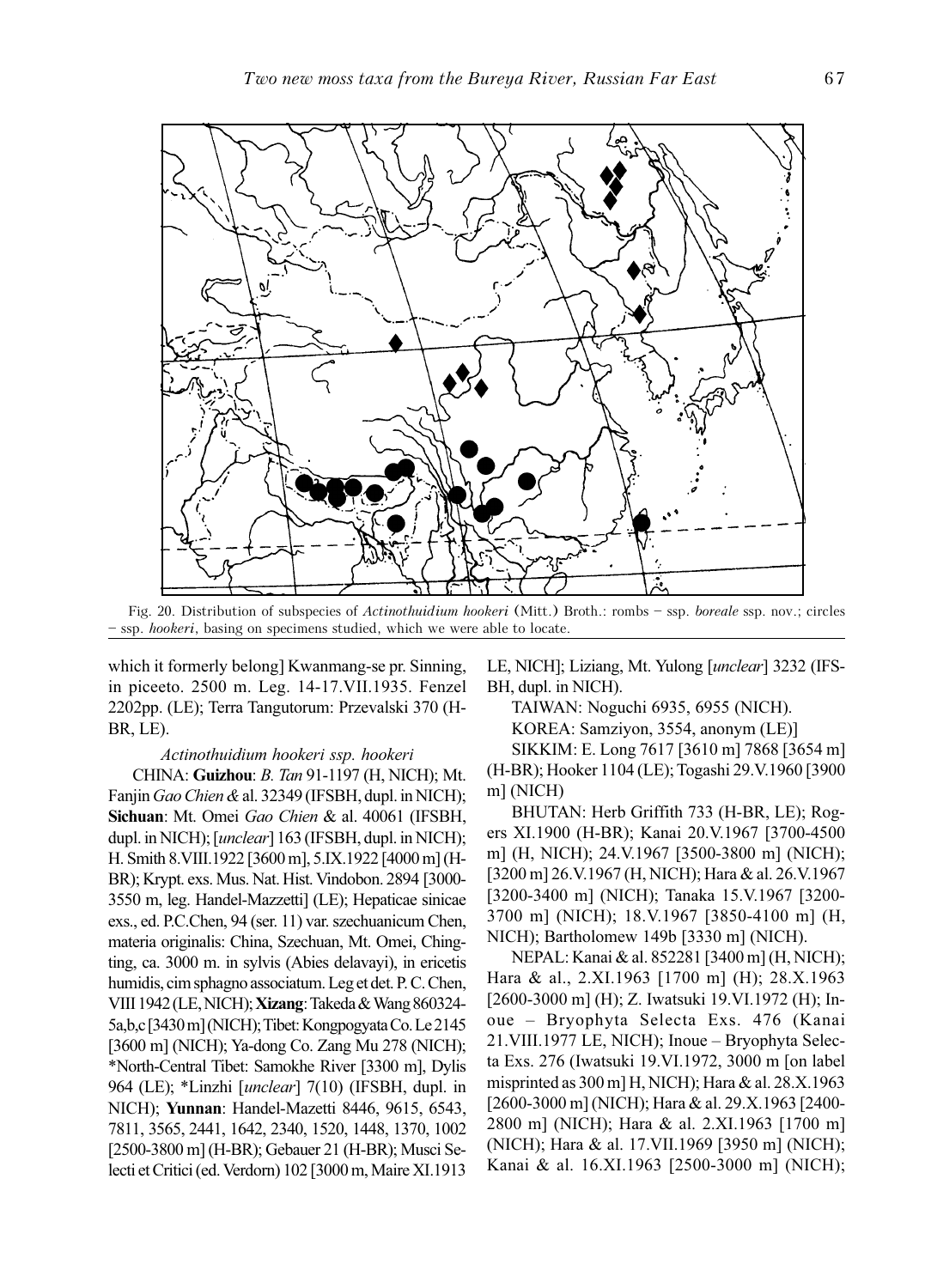Fig. 20. Distribution of subspecies of *Actinothuidium hookeri* (Mitt.) Broth.: rombs – ssp. *boreale* ssp. nov.; circles – ssp. *hookeri*, basing on specimens studied, which we were able to locate.

which it formerly belong] Kwanmang-se pr. Sinning, in piceeto. 2500 m. Leg. 14-17.VII.1935. Fenzel 2202pp. (LE); Terra Tangutorum: Przevalski 370 (H-BR, LE).

*Actinothuidium hookeri ssp. hookeri*

CHINA: **Guizhou**: *B. Tan* 91-1197 (H, NICH); Mt. Fanjin *Gao Chien &* al. 32349 (IFSBH, dupl. in NICH); **Sichuan**: Mt. Omei *Gao Chien* & al. 40061 (IFSBH, dupl. in NICH); [*unclear*] 163 (IFSBH, dupl. in NICH); H. Smith 8.VIII.1922 [3600 m], 5.IX.1922 [4000 m] (H-BR); Krypt. exs. Mus. Nat. Hist. Vindobon. 2894 [3000-3550 m, leg. Handel-Mazzetti] (LE); Hepaticae sinicae exs., ed. P.C.Chen, 94 (ser. 11) var. szechuanicum Chen, materia originalis: China, Szechuan, Mt. Omei, Chingting, ca. 3000 m. in sylvis (Abies delavayi), in ericetis humidis, cim sphagno associatum. Leg et det. P. C. Chen, VIII 1942 (LE, NICH); **Xizang**: Takeda & Wang 860324-5a,b,c [3430 m] (NICH); Tibet: Kongpogyata Co. Le 2145 [3600 m] (NICH); Ya-dong Co. Zang Mu 278 (NICH); *North-Central Tibet: Samokhe River [3300 m], Dylis 964 (LE); *Linzhi [*unclear*] 7(10) (IFSBH, dupl. in NICH); **Yunnan**: Handel-Mazetti 8446, 9615, 6543, 7811, 3565, 2441, 1642, 2340, 1520, 1448, 1370, 1002 [2500-3800 m] (H-BR); Gebauer 21 (H-BR); Musci Selecti et Critici (ed. Verdorn) 102 [3000 m, Maire XI.1913 LE, NICH]; Liziang, Mt. Yulong [*unclear*] 3232 (IFS-BH, dupl. in NICH).

TAIWAN: Noguchi 6935, 6955 (NICH).

KOREA: Samziyon, 3554, anonym (LE)]

SIKKIM: E. Long 7617 [3610 m] 7868 [3654 m] (H-BR); Hooker 1104 (LE); Togashi 29.V.1960 [3900 m] (NICH)

BHUTAN: Herb Griffith 733 (H-BR, LE); Rogers XI.1900 (H-BR); Kanai 20.V.1967 [3700-4500 m] (H, NICH); 24.V.1967 [3500-3800 m] (NICH); [3200 m] 26.V.1967 (H, NICH); Hara & al. 26.V.1967 [3200-3400 m] (NICH); Tanaka 15.V.1967 [3200-3700 m] (NICH); 18.V.1967 [3850-4100 m] (H, NICH); Bartholomew 149b [3330 m] (NICH).

NEPAL: Kanai & al. 852281 [3400 m] (H, NICH); Hara & al., 2.XI.1963 [1700 m] (H); 28.X.1963 [2600-3000 m] (H); Z. Iwatsuki 19.VI.1972 (H); Inoue – Bryophyta Selecta Exs. 476 (Kanai 21.VIII.1977 LE, NICH); Inoue – Bryophyta Selecta Exs. 276 (Iwatsuki 19.VI.1972, 3000 m [on label misprinted as 300 m] H, NICH); Hara & al. 28.X.1963 [2600-3000 m] (NICH); Hara & al. 29.X.1963 [2400-2800 m] (NICH); Hara & al. 2.XI.1963 [1700 m] (NICH); Hara & al. 17.VII.1969 [3950 m] (NICH); Kanai & al. 16.XI.1963 [2500-3000 m] (NICH);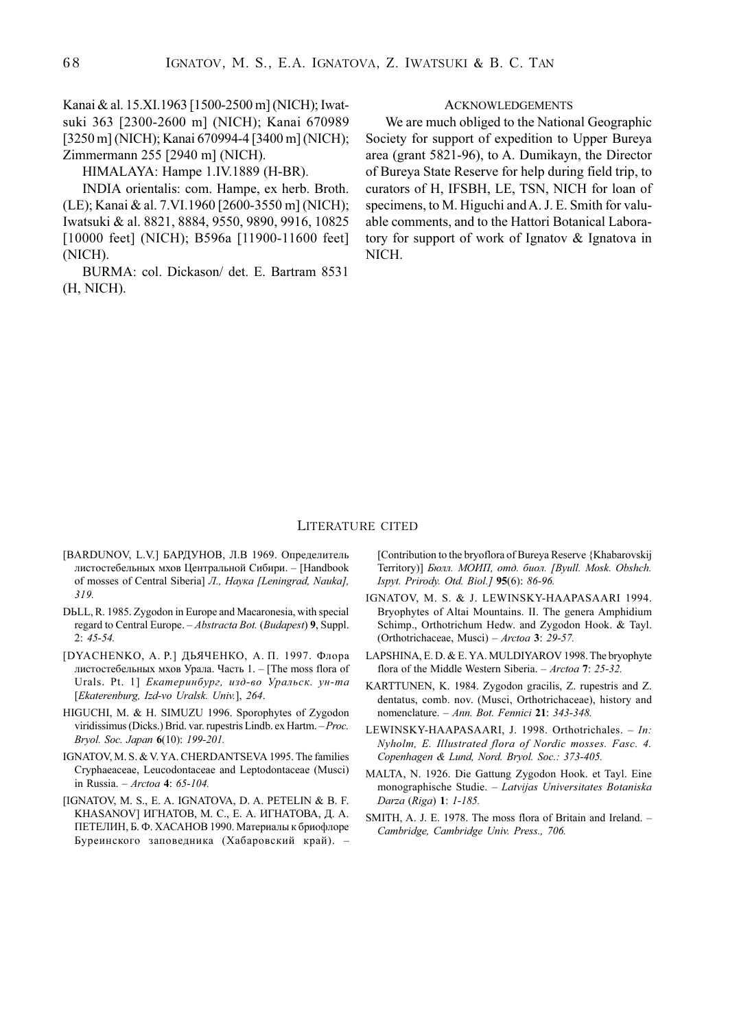Kanai & al. 15.XI.1963 [1500-2500 m] (NICH); Iwatsuki 363 [2300-2600 m] (NICH); Kanai 670989 [3250 m] (NICH); Kanai 670994-4 [3400 m] (NICH); Zimmermann 255 [2940 m] (NICH).

HIMALAYA: Hampe 1.IV.1889 (H-BR).

INDIA orientalis: com. Hampe, ex herb. Broth. (LE); Kanai & al. 7.VI.1960 [2600-3550 m] (NICH); Iwatsuki & al. 8821, 8884, 9550, 9890, 9916, 10825 [10000 feet] (NICH); B596a [11900-11600 feet] (NICH).

BURMA: col. Dickason/ det. E. Bartram 8531 (H, NICH).

## Acknowledgements

We are much obliged to the National Geographic Society for support of expedition to Upper Bureya area (grant 5821-96), to A. Dumikayn, the Director of Bureya State Reserve for help during field trip, to curators of H, IFSBH, LE, TSN, NICH for loan of specimens, to M. Higuchi and A. J. E. Smith for valuable comments, and to the Hattori Botanical Laboratory for support of work of Ignatov & Ignatova in NICH.

## Literature cited

[BARDUNOV, L.V.] БАРДУНОВ, Л.В 1969. Определитель листостебельных мхов Центральной Сибири. – [Handbook of mosses of Central Siberia] *Л., Наука [Leningrad, Nauka], 319.*

DЬLL, R. 1985. Zygodon in Europe and Macaronesia, with special regard to Central Europe. – *Abstracta Bot.* (*Budapest*) **9**, Suppl. 2: *45-54.*

[DYACHENKO, A. P.] ДЬЯЧЕНКО, А. П. 1997. Флора листостебельных мхов Урала. Часть 1. – [The moss flora of Urals. Pt. 1] *Екатеринбург, изд-во Уральск. ун-та* [*Ekaterenburg, Izd-vo Uralsk. Univ.*], *264*.

HIGUCHI, M. & H. SIMUZU 1996. Sporophytes of Zygodon viridissimus (Dicks.) Brid. var. rupestris Lindb. ex Hartm. – *Proc. Bryol. Soc. Japan* **6**(10): *199-201.*

IGNATOV, M. S. & V. YA. CHERDANTSEVA 1995. The families Cryphaeaceae, Leucodontaceae and Leptodontaceae (Musci) in Russia. – *Arctoa* **4**: *65-104.*

[IGNATOV, M. S., E. A. IGNATOVA, D. A. PETELIN & B. F. KHASANOV] ИГНАТОВ, М. С., Е. А. ИГНАТОВА, Д. А. ПЕТЕЛИН, Б. Ф. ХАСАНОВ 1990. Материалы к бриофлоре Буреинского заповедника (Хабаровский край). – [Contribution to the bryoflora of Bureya Reserve {Khabarovskij Territory)] *Бюлл. МОИП, отд. биол. [Byull. Mosk. Obshch. Ispyt. Prirody. Otd. Biol.]* **95**(6): *86-96.*

IGNATOV, M. S. & J. LEWINSKY-HAAPASAARI 1994. Bryophytes of Altai Mountains. II. The genera Amphidium Schimp., Orthotrichum Hedw. and Zygodon Hook. & Tayl. (Orthotrichaceae, Musci) – *Arctoa* **3**: *29-57.*

LAPSHINA, E. D. & E. YA. MULDIYAROV 1998. The bryophyte flora of the Middle Western Siberia. – *Arctoa* **7**: *25-32.*

KARTTUNEN, K. 1984. Zygodon gracilis, Z. rupestris and Z. dentatus, comb. nov. (Musci, Orthotrichaceae), history and nomenclature. – *Ann. Bot. Fennici* **21**: *343-348.*

LEWINSKY-HAAPASAARI, J. 1998. Orthotrichales. – *In: Nyholm, E. Illustrated flora of Nordic mosses. Fasc. 4. Copenhagen & Lund, Nord. Bryol. Soc.: 373-405.*

MALTA, N. 1926. Die Gattung Zygodon Hook. et Tayl. Eine monographische Studie. – *Latvijas Universitates Botaniska Darza* (*Riga*) **1**: *1-185.*

SMITH, A. J. E. 1978. The moss flora of Britain and Ireland. – *Cambridge, Cambridge Univ. Press., 706.*